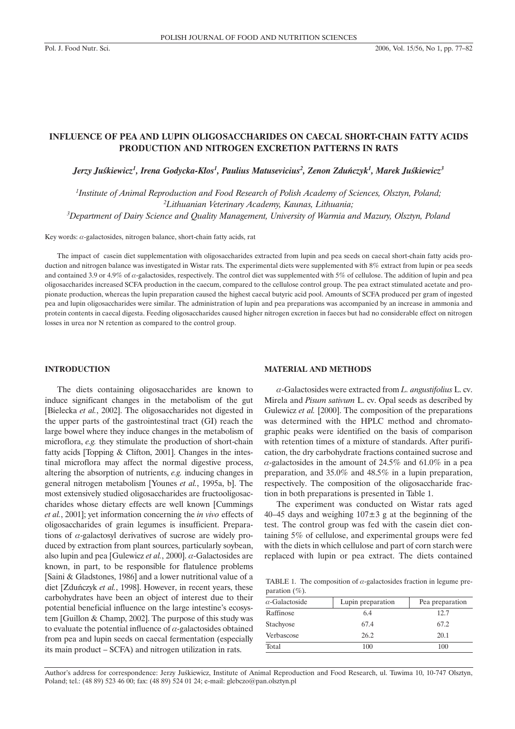# INFLUENCE OF PEA AND LUPIN OLIGOSACCHARIDES ON CAECAL SHORT-CHAIN FATTY ACIDS PRODUCTION AND NITROGEN EXCRETION PATTERNS IN RATS

***Jerzy Juśkiewicz[1], Irena Godycka-Kłos[1], Paulius Matusevicius[2], Zenon Zduńczyk[1], Marek Juśkiewicz[3]***

*[1]Institute of Animal Reproduction and Food Research of Polish Academy of Sciences, Olsztyn, Poland;*
*[2]Lithuanian Veterinary Academy, Kaunas, Lithuania;*
*[3]Department of Dairy Science and Quality Management, University of Warmia and Mazury, Olsztyn, Poland*

Key words: $\alpha$-galactosides, nitrogen balance, short-chain fatty acids, rat

The impact of casein diet supplementation with oligosaccharides extracted from lupin and pea seeds on caecal short-chain fatty acids production and nitrogen balance was investigated in Wistar rats. The experimental diets were supplemented with 8% extract from lupin or pea seeds and contained 3.9 or 4.9% of $\alpha$-galactosides, respectively. The control diet was supplemented with 5% of cellulose. The addition of lupin and pea oligosaccharides increased SCFA production in the caecum, compared to the cellulose control group. The pea extract stimulated acetate and propionate production, whereas the lupin preparation caused the highest caecal butyric acid pool. Amounts of SCFA produced per gram of ingested pea and lupin oligosaccharides were similar. The administration of lupin and pea preparations was accompanied by an increase in ammonia and protein contents in caecal digesta. Feeding oligosaccharides caused higher nitrogen excretion in faeces but had no considerable effect on nitrogen losses in urea nor N retention as compared to the control group.

## INTRODUCTION

The diets containing oligosaccharides are known to induce significant changes in the metabolism of the gut [Bielecka *et al.*, 2002]. The oligosaccharides not digested in the upper parts of the gastrointestinal tract (GI) reach the large bowel where they induce changes in the metabolism of microflora, *e.g.* they stimulate the production of short-chain fatty acids [Topping & Clifton, 2001]. Changes in the intestinal microflora may affect the normal digestive process, altering the absorption of nutrients, *e.g.* inducing changes in general nitrogen metabolism [Younes *et al.*, 1995a, b]. The most extensively studied oligosaccharides are fructooligosaccharides whose dietary effects are well known [Cummings *et al.*, 2001]; yet information concerning the *in vivo* effects of oligosaccharides of grain legumes is insufficient. Preparations of $\alpha$-galactosyl derivatives of sucrose are widely produced by extraction from plant sources, particularly soybean, also lupin and pea [Gulewicz *et al.*, 2000]. $\alpha$-Galactosides are known, in part, to be responsible for flatulence problems [Saini & Gladstones, 1986] and a lower nutritional value of a diet [Zduńczyk *et al.*, 1998]. However, in recent years, these carbohydrates have been an object of interest due to their potential beneficial influence on the large intestine's ecosystem [Guillon & Champ, 2002]. The purpose of this study was to evaluate the potential influence of $\alpha$-galactosides obtained from pea and lupin seeds on caecal fermentation (especially its main product – SCFA) and nitrogen utilization in rats.

## MATERIAL AND METHODS

$\alpha$-Galactosides were extracted from *L. angustifolius* L. cv. Mirela and *Pisum sativum* L. cv. Opal seeds as described by Gulewicz *et al.* [2000]. The composition of the preparations was determined with the HPLC method and chromatographic peaks were identified on the basis of comparison with retention times of a mixture of standards. After purification, the dry carbohydrate fractions contained sucrose and $\alpha$-galactosides in the amount of 24.5% and 61.0% in a pea preparation, and 35.0% and 48.5% in a lupin preparation, respectively. The composition of the oligosaccharide fraction in both preparations is presented in Table 1.

The experiment was conducted on Wistar rats aged 40–45 days and weighing 107±3 g at the beginning of the test. The control group was fed with the casein diet containing 5% of cellulose, and experimental groups were fed with the diets in which cellulose and part of corn starch were replaced with lupin or pea extract. The diets contained

TABLE 1. The composition of $\alpha$-galactosides fraction in legume preparation (%).

| $\alpha$-Galactoside | Lupin preparation | Pea preparation |
|---|---|---|
| Raffinose | 6.4 | 12.7 |
| Stachyose | 67.4 | 67.2 |
| Verbascose | 26.2 | 20.1 |
| Total | 100 | 100 |

Author's address for correspondence: Jerzy Juśkiewicz, Institute of Animal Reproduction and Food Research, ul. Tuwima 10, 10-747 Olsztyn, Poland; tel.: (48 89) 523 46 00; fax: (48 89) 524 01 24; e-mail: glebczo@pan.olsztyn.pl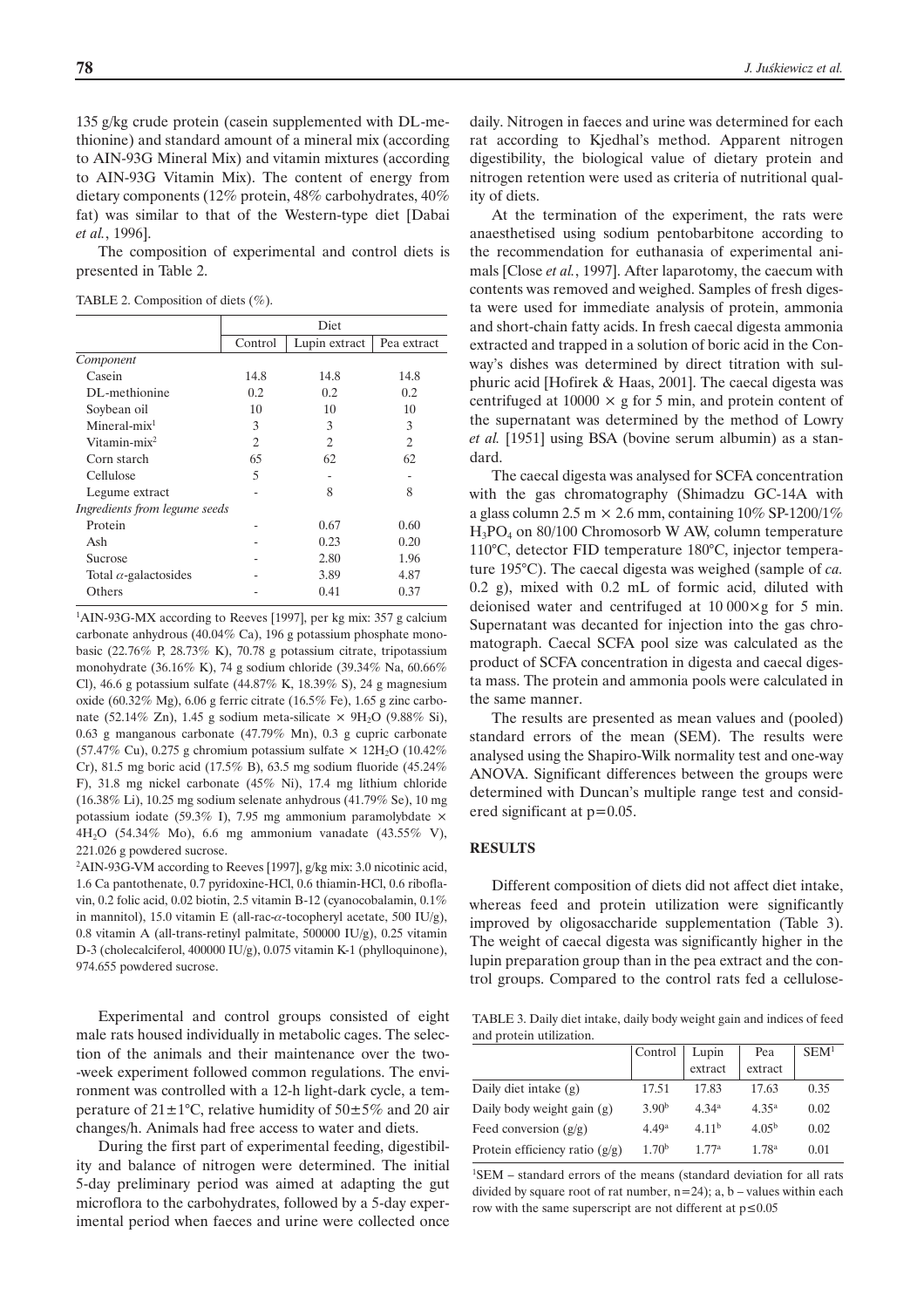135 g/kg crude protein (casein supplemented with DL-methionine) and standard amount of a mineral mix (according to AIN-93G Mineral Mix) and vitamin mixtures (according to AIN-93G Vitamin Mix). The content of energy from dietary components (12% protein, 48% carbohydrates, 40% fat) was similar to that of the Western-type diet [Dabai *et al.*, 1996].

The composition of experimental and control diets is presented in Table 2.

TABLE 2. Composition of diets (%).

| | Diet | | |
|---|---|---|---|
| | Control | Lupin extract | Pea extract |
| *Component* | | | |
| Casein | 14.8 | 14.8 | 14.8 |
| DL-methionine | 0.2 | 0.2 | 0.2 |
| Soybean oil | 10 | 10 | 10 |
| Mineral-mix[1] | 3 | 3 | 3 |
| Vitamin-mix[2] | 2 | 2 | 2 |
| Corn starch | 65 | 62 | 62 |
| Cellulose | 5 | - | - |
| Legume extract | - | 8 | 8 |
| *Ingredients from legume seeds* | | | |
| Protein | - | 0.67 | 0.60 |
| Ash | - | 0.23 | 0.20 |
| Sucrose | - | 2.80 | 1.96 |
| Total $\alpha$-galactosides | - | 3.89 | 4.87 |
| Others | - | 0.41 | 0.37 |

[1]AIN-93G-MX according to Reeves [1997], per kg mix: 357 g calcium carbonate anhydrous (40.04% Ca), 196 g potassium phosphate monobasic (22.76% P, 28.73% K), 70.78 g potassium citrate, tripotassium monohydrate (36.16% K), 74 g sodium chloride (39.34% Na, 60.66% Cl), 46.6 g potassium sulfate (44.87% K, 18.39% S), 24 g magnesium oxide (60.32% Mg), 6.06 g ferric citrate (16.5% Fe), 1.65 g zinc carbonate (52.14% Zn), 1.45 g sodium meta-silicate $\times$ $9H_2O$ (9.88% Si), 0.63 g manganous carbonate (47.79% Mn), 0.3 g cupric carbonate (57.47% Cu), 0.275 g chromium potassium sulfate $\times$ $12H_2O$ (10.42% Cr), 81.5 mg boric acid (17.5% B), 63.5 mg sodium fluoride (45.24% F), 31.8 mg nickel carbonate (45% Ni), 17.4 mg lithium chloride (16.38% Li), 10.25 mg sodium selenate anhydrous (41.79% Se), 10 mg potassium iodate (59.3% I), 7.95 mg ammonium paramolybdate $\times$ $4H_2O$ (54.34% Mo), 6.6 mg ammonium vanadate (43.55% V), 221.026 g powdered sucrose.

[2]AIN-93G-VM according to Reeves [1997], g/kg mix: 3.0 nicotinic acid, 1.6 Ca pantothenate, 0.7 pyridoxine-HCl, 0.6 thiamin-HCl, 0.6 riboflavin, 0.2 folic acid, 0.02 biotin, 2.5 vitamin B-12 (cyanocobalamin, 0.1% in mannitol), 15.0 vitamin E (all-rac-$\alpha$-tocopheryl acetate, 500 IU/g), 0.8 vitamin A (all-trans-retinyl palmitate, 500000 IU/g), 0.25 vitamin D-3 (cholecalciferol, 400000 IU/g), 0.075 vitamin K-1 (phylloquinone), 974.655 powdered sucrose.

Experimental and control groups consisted of eight male rats housed individually in metabolic cages. The selection of the animals and their maintenance over the two-week experiment followed common regulations. The environment was controlled with a 12-h light-dark cycle, a temperature of 21±1°C, relative humidity of 50±5% and 20 air changes/h. Animals had free access to water and diets.

During the first part of experimental feeding, digestibility and balance of nitrogen were determined. The initial 5-day preliminary period was aimed at adapting the gut microflora to the carbohydrates, followed by a 5-day experimental period when faeces and urine were collected once daily. Nitrogen in faeces and urine was determined for each rat according to Kjedhal's method. Apparent nitrogen digestibility, the biological value of dietary protein and nitrogen retention were used as criteria of nutritional quality of diets.

At the termination of the experiment, the rats were anaesthetised using sodium pentobarbitone according to the recommendation for euthanasia of experimental animals [Close *et al.*, 1997]. After laparotomy, the caecum with contents was removed and weighed. Samples of fresh digesta were used for immediate analysis of protein, ammonia and short-chain fatty acids. In fresh caecal digesta ammonia extracted and trapped in a solution of boric acid in the Conway's dishes was determined by direct titration with sulphuric acid [Hofirek & Haas, 2001]. The caecal digesta was centrifuged at 10000 × g for 5 min, and protein content of the supernatant was determined by the method of Lowry *et al.* [1951] using BSA (bovine serum albumin) as a standard.

The caecal digesta was analysed for SCFA concentration with the gas chromatography (Shimadzu GC-14A with a glass column 2.5 m × 2.6 mm, containing 10% SP-1200/1% $H_3PO_4$ on 80/100 Chromosorb W AW, column temperature 110°C, detector FID temperature 180°C, injector temperature 195°C). The caecal digesta was weighed (sample of *ca.* 0.2 g), mixed with 0.2 mL of formic acid, diluted with deionised water and centrifuged at 10 000×g for 5 min. Supernatant was decanted for injection into the gas chromatograph. Caecal SCFA pool size was calculated as the product of SCFA concentration in digesta and caecal digesta mass. The protein and ammonia pools were calculated in the same manner.

The results are presented as mean values and (pooled) standard errors of the mean (SEM). The results were analysed using the Shapiro-Wilk normality test and one-way ANOVA. Significant differences between the groups were determined with Duncan's multiple range test and considered significant at $p=0.05$.

## RESULTS

Different composition of diets did not affect diet intake, whereas feed and protein utilization were significantly improved by oligosaccharide supplementation (Table 3). The weight of caecal digesta was significantly higher in the lupin preparation group than in the pea extract and the control groups. Compared to the control rats fed a cellulose-

TABLE 3. Daily diet intake, daily body weight gain and indices of feed and protein utilization.

| | Control | Lupin extract | Pea extract | SEM[1] |
|---|---|---|---|---|
| Daily diet intake (g) | 17.51 | 17.83 | 17.63 | 0.35 |
| Daily body weight gain (g) | $3.90^{b}$ | $4.34^{a}$ | $4.35^{a}$ | 0.02 |
| Feed conversion (g/g) | $4.49^{a}$ | $4.11^{b}$ | $4.05^{b}$ | 0.02 |
| Protein efficiency ratio (g/g) | $1.70^{b}$ | $1.77^{a}$ | $1.78^{a}$ | 0.01 |

[1]SEM – standard errors of the means (standard deviation for all rats divided by square root of rat number, n=24); a, b – values within each row with the same superscript are not different at $p \leq 0.05$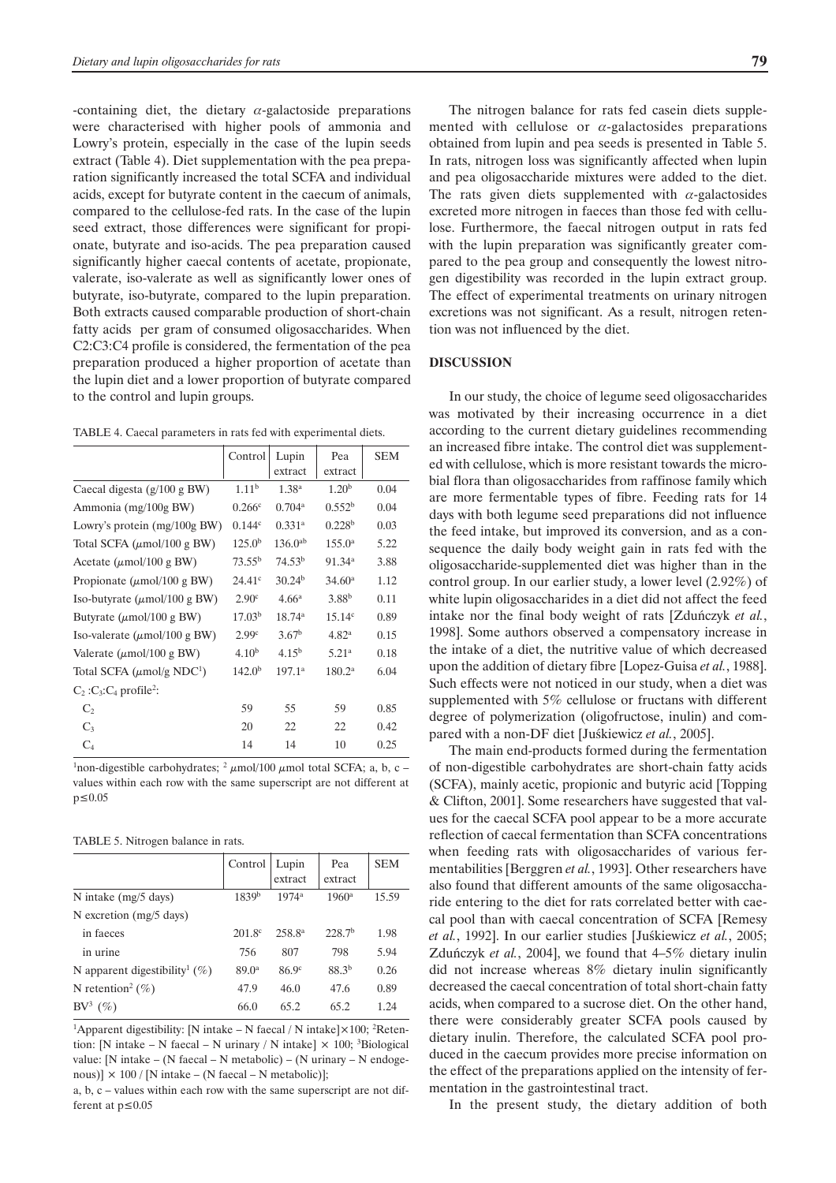-containing diet, the dietary $\alpha$-galactoside preparations were characterised with higher pools of ammonia and Lowry's protein, especially in the case of the lupin seeds extract (Table 4). Diet supplementation with the pea preparation significantly increased the total SCFA and individual acids, except for butyrate content in the caecum of animals, compared to the cellulose-fed rats. In the case of the lupin seed extract, those differences were significant for propionate, butyrate and iso-acids. The pea preparation caused significantly higher caecal contents of acetate, propionate, valerate, iso-valerate as well as significantly lower ones of butyrate, iso-butyrate, compared to the lupin preparation. Both extracts caused comparable production of short-chain fatty acids per gram of consumed oligosaccharides. When C2:C3:C4 profile is considered, the fermentation of the pea preparation produced a higher proportion of acetate than the lupin diet and a lower proportion of butyrate compared to the control and lupin groups.

TABLE 4. Caecal parameters in rats fed with experimental diets.

| | Control | Lupin extract | Pea extract | SEM |
|---|---|---|---|---|
| Caecal digesta (g/100 g BW) | 1.11[b] | 1.38[a] | 1.20[b] | 0.04 |
| Ammonia (mg/100g BW) | 0.266[c] | 0.704[a] | 0.552[b] | 0.04 |
| Lowry's protein (mg/100g BW) | 0.144[c] | 0.331[a] | 0.228[b] | 0.03 |
| Total SCFA ($\mu$mol/100 g BW) | 125.0[b] | 136.0[ab] | 155.0[a] | 5.22 |
| Acetate ($\mu$mol/100 g BW) | 73.55[b] | 74.53[b] | 91.34[a] | 3.88 |
| Propionate ($\mu$mol/100 g BW) | 24.41[c] | 30.24[b] | 34.60[a] | 1.12 |
| Iso-butyrate ($\mu$mol/100 g BW) | 2.90[c] | 4.66[a] | 3.88[b] | 0.11 |
| Butyrate ($\mu$mol/100 g BW) | 17.03[b] | 18.74[a] | 15.14[c] | 0.89 |
| Iso-valerate ($\mu$mol/100 g BW) | 2.99[c] | 3.67[b] | 4.82[a] | 0.15 |
| Valerate ($\mu$mol/100 g BW) | 4.10[b] | 4.15[b] | 5.21[a] | 0.18 |
| Total SCFA ($\mu$mol/g NDC[1]) | 142.0[b] | 197.1[a] | 180.2[a] | 6.04 |
| $C_2$ :$C_3$:$C_4$ profile[2]: | | | | |
| $C_2$ | 59 | 55 | 59 | 0.85 |
| $C_3$ | 20 | 22 | 22 | 0.42 |
| $C_4$ | 14 | 14 | 10 | 0.25 |

[1]non-digestible carbohydrates; [2] $\mu$mol/100 $\mu$mol total SCFA; a, b, c – values within each row with the same superscript are not different at $p \leq 0.05$

TABLE 5. Nitrogen balance in rats.

| | Control | Lupin extract | Pea extract | SEM |
|---|---|---|---|---|
| N intake (mg/5 days) | 1839[b] | 1974[a] | 1960[a] | 15.59 |
| N excretion (mg/5 days) | | | | |
| in faeces | 201.8[c] | 258.8[a] | 228.7[b] | 1.98 |
| in urine | 756 | 807 | 798 | 5.94 |
| N apparent digestibility[1] (%) | 89.0[a] | 86.9[c] | 88.3[b] | 0.26 |
| N retention[2] (%) | 47.9 | 46.0 | 47.6 | 0.89 |
| BV[3] (%) | 66.0 | 65.2 | 65.2 | 1.24 |

[1]Apparent digestibility: [N intake – N faecal / N intake]×100; [2]Retention: [N intake – N faecal – N urinary / N intake] × 100; [3]Biological value: [N intake – (N faecal – N metabolic) – (N urinary – N endogenous)] × 100 / [N intake – (N faecal – N metabolic)];

a, b, c – values within each row with the same superscript are not different at $p \leq 0.05$

The nitrogen balance for rats fed casein diets supplemented with cellulose or $\alpha$-galactosides preparations obtained from lupin and pea seeds is presented in Table 5. In rats, nitrogen loss was significantly affected when lupin and pea oligosaccharide mixtures were added to the diet. The rats given diets supplemented with $\alpha$-galactosides excreted more nitrogen in faeces than those fed with cellulose. Furthermore, the faecal nitrogen output in rats fed with the lupin preparation was significantly greater compared to the pea group and consequently the lowest nitrogen digestibility was recorded in the lupin extract group. The effect of experimental treatments on urinary nitrogen excretions was not significant. As a result, nitrogen retention was not influenced by the diet.

## DISCUSSION

In our study, the choice of legume seed oligosaccharides was motivated by their increasing occurrence in a diet according to the current dietary guidelines recommending an increased fibre intake. The control diet was supplemented with cellulose, which is more resistant towards the microbial flora than oligosaccharides from raffinose family which are more fermentable types of fibre. Feeding rats for 14 days with both legume seed preparations did not influence the feed intake, but improved its conversion, and as a consequence the daily body weight gain in rats fed with the oligosaccharide-supplemented diet was higher than in the control group. In our earlier study, a lower level (2.92%) of white lupin oligosaccharides in a diet did not affect the feed intake nor the final body weight of rats [Zduńczyk *et al.*, 1998]. Some authors observed a compensatory increase in the intake of a diet, the nutritive value of which decreased upon the addition of dietary fibre [Lopez-Guisa *et al.*, 1988]. Such effects were not noticed in our study, when a diet was supplemented with 5% cellulose or fructans with different degree of polymerization (oligofructose, inulin) and compared with a non-DF diet [Juśkiewicz *et al.*, 2005].

The main end-products formed during the fermentation of non-digestible carbohydrates are short-chain fatty acids (SCFA), mainly acetic, propionic and butyric acid [Topping & Clifton, 2001]. Some researchers have suggested that values for the caecal SCFA pool appear to be a more accurate reflection of caecal fermentation than SCFA concentrations when feeding rats with oligosaccharides of various fermentabilities [Berggren *et al.*, 1993]. Other researchers have also found that different amounts of the same oligosaccharide entering to the diet for rats correlated better with caecal pool than with caecal concentration of SCFA [Remesy *et al.*, 1992]. In our earlier studies [Juśkiewicz *et al.*, 2005; Zduńczyk *et al.*, 2004], we found that 4–5% dietary inulin did not increase whereas 8% dietary inulin significantly decreased the caecal concentration of total short-chain fatty acids, when compared to a sucrose diet. On the other hand, there were considerably greater SCFA pools caused by dietary inulin. Therefore, the calculated SCFA pool produced in the caecum provides more precise information on the effect of the preparations applied on the intensity of fermentation in the gastrointestinal tract.

In the present study, the dietary addition of both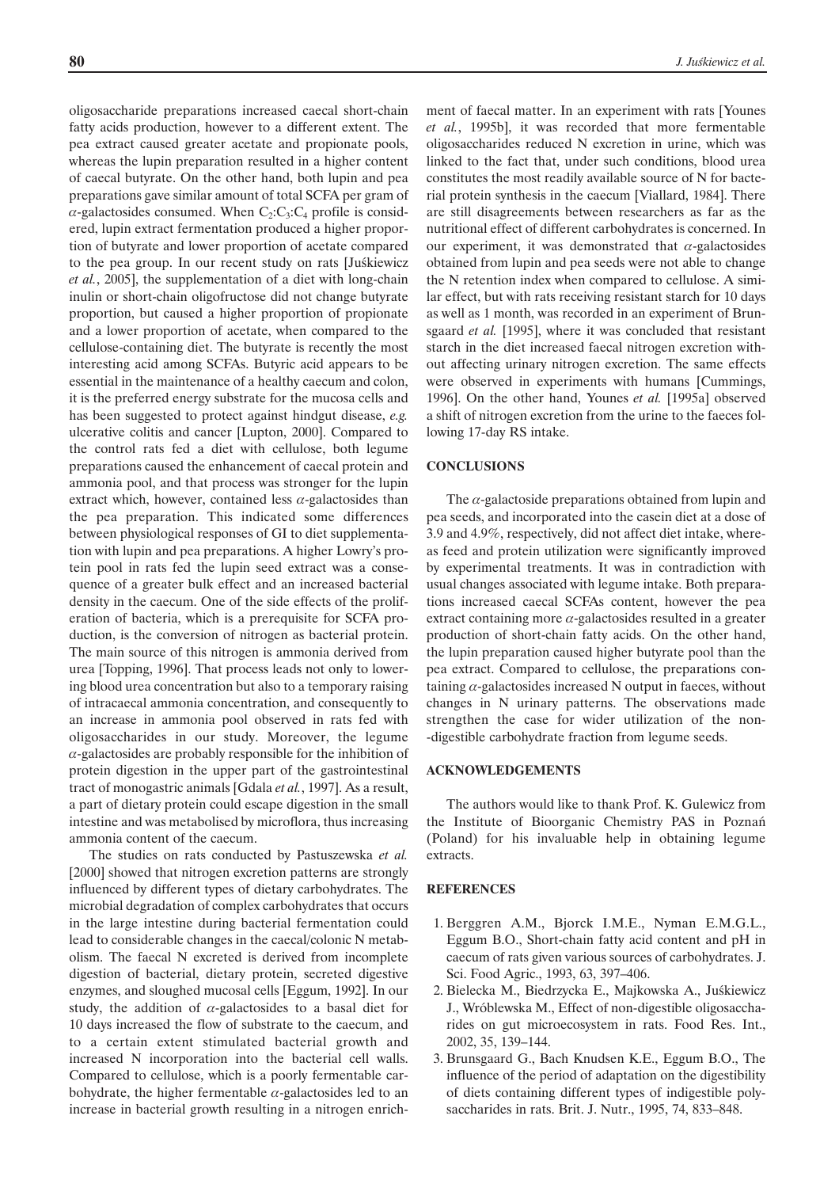oligosaccharide preparations increased caecal short-chain fatty acids production, however to a different extent. The pea extract caused greater acetate and propionate pools, whereas the lupin preparation resulted in a higher content of caecal butyrate. On the other hand, both lupin and pea preparations gave similar amount of total SCFA per gram of $\alpha$-galactosides consumed. When $C_2$:$C_3$:$C_4$ profile is considered, lupin extract fermentation produced a higher proportion of butyrate and lower proportion of acetate compared to the pea group. In our recent study on rats [Juśkiewicz *et al.*, 2005], the supplementation of a diet with long-chain inulin or short-chain oligofructose did not change butyrate proportion, but caused a higher proportion of propionate and a lower proportion of acetate, when compared to the cellulose-containing diet. The butyrate is recently the most interesting acid among SCFAs. Butyric acid appears to be essential in the maintenance of a healthy caecum and colon, it is the preferred energy substrate for the mucosa cells and has been suggested to protect against hindgut disease, *e.g.* ulcerative colitis and cancer [Lupton, 2000]. Compared to the control rats fed a diet with cellulose, both legume preparations caused the enhancement of caecal protein and ammonia pool, and that process was stronger for the lupin extract which, however, contained less $\alpha$-galactosides than the pea preparation. This indicated some differences between physiological responses of GI to diet supplementation with lupin and pea preparations. A higher Lowry's protein pool in rats fed the lupin seed extract was a consequence of a greater bulk effect and an increased bacterial density in the caecum. One of the side effects of the proliferation of bacteria, which is a prerequisite for SCFA production, is the conversion of nitrogen as bacterial protein. The main source of this nitrogen is ammonia derived from urea [Topping, 1996]. That process leads not only to lowering blood urea concentration but also to a temporary raising of intracaecal ammonia concentration, and consequently to an increase in ammonia pool observed in rats fed with oligosaccharides in our study. Moreover, the legume $\alpha$-galactosides are probably responsible for the inhibition of protein digestion in the upper part of the gastrointestinal tract of monogastric animals [Gdala *et al.*, 1997]. As a result, a part of dietary protein could escape digestion in the small intestine and was metabolised by microflora, thus increasing ammonia content of the caecum.

The studies on rats conducted by Pastuszewska *et al.* [2000] showed that nitrogen excretion patterns are strongly influenced by different types of dietary carbohydrates. The microbial degradation of complex carbohydrates that occurs in the large intestine during bacterial fermentation could lead to considerable changes in the caecal/colonic N metabolism. The faecal N excreted is derived from incomplete digestion of bacterial, dietary protein, secreted digestive enzymes, and sloughed mucosal cells [Eggum, 1992]. In our study, the addition of $\alpha$-galactosides to a basal diet for 10 days increased the flow of substrate to the caecum, and to a certain extent stimulated bacterial growth and increased N incorporation into the bacterial cell walls. Compared to cellulose, which is a poorly fermentable carbohydrate, the higher fermentable $\alpha$-galactosides led to an increase in bacterial growth resulting in a nitrogen enrichment of faecal matter. In an experiment with rats [Younes *et al.*, 1995b], it was recorded that more fermentable oligosaccharides reduced N excretion in urine, which was linked to the fact that, under such conditions, blood urea constitutes the most readily available source of N for bacterial protein synthesis in the caecum [Viallard, 1984]. There are still disagreements between researchers as far as the nutritional effect of different carbohydrates is concerned. In our experiment, it was demonstrated that $\alpha$-galactosides obtained from lupin and pea seeds were not able to change the N retention index when compared to cellulose. A similar effect, but with rats receiving resistant starch for 10 days as well as 1 month, was recorded in an experiment of Brunsgaard *et al.* [1995], where it was concluded that resistant starch in the diet increased faecal nitrogen excretion without affecting urinary nitrogen excretion. The same effects were observed in experiments with humans [Cummings, 1996]. On the other hand, Younes *et al.* [1995a] observed a shift of nitrogen excretion from the urine to the faeces following 17-day RS intake.

## CONCLUSIONS

The $\alpha$-galactoside preparations obtained from lupin and pea seeds, and incorporated into the casein diet at a dose of 3.9 and 4.9%, respectively, did not affect diet intake, whereas feed and protein utilization were significantly improved by experimental treatments. It was in contradiction with usual changes associated with legume intake. Both preparations increased caecal SCFAs content, however the pea extract containing more $\alpha$-galactosides resulted in a greater production of short-chain fatty acids. On the other hand, the lupin preparation caused higher butyrate pool than the pea extract. Compared to cellulose, the preparations containing $\alpha$-galactosides increased N output in faeces, without changes in N urinary patterns. The observations made strengthen the case for wider utilization of the non-digestible carbohydrate fraction from legume seeds.

## ACKNOWLEDGEMENTS

The authors would like to thank Prof. K. Gulewicz from the Institute of Bioorganic Chemistry PAS in Poznań (Poland) for his invaluable help in obtaining legume extracts.

## REFERENCES

1. Berggren A.M., Bjorck I.M.E., Nyman E.M.G.L., Eggum B.O., Short-chain fatty acid content and pH in caecum of rats given various sources of carbohydrates. J. Sci. Food Agric., 1993, 63, 397–406.
2. Bielecka M., Biedrzycka E., Majkowska A., Juśkiewicz J., Wróblewska M., Effect of non-digestible oligosaccharides on gut microecosystem in rats. Food Res. Int., 2002, 35, 139–144.
3. Brunsgaard G., Bach Knudsen K.E., Eggum B.O., The influence of the period of adaptation on the digestibility of diets containing different types of indigestible polysaccharides in rats. Brit. J. Nutr., 1995, 74, 833–848.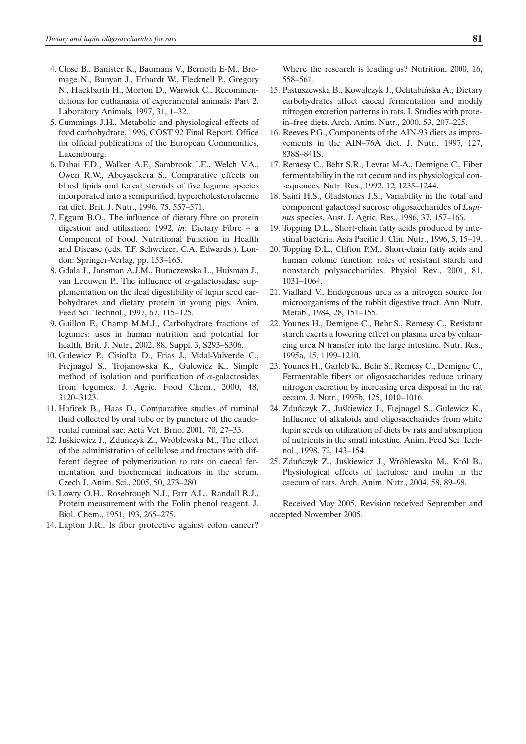4. Close B., Banister K., Baumans V., Bernoth E-M., Bromage N., Bunyan J., Erhardt W., Flecknell P., Gregory N., Hackbarth H., Morton D., Warwick C., Recommendations for euthanasia of experimental animals: Part 2. Laboratory Animals, 1997, 31, 1–32.
5. Cummings J.H., Metabolic and physiological effects of food carbohydrate, 1996, COST 92 Final Report. Office for official publications of the European Communities, Luxembourg.
6. Dabai F.D., Walker A.F., Sambrook I.E., Welch V.A., Owen R.W., Abeyasekera S., Comparative effects on blood lipids and feacal steroids of five legume species incorporated into a semipurified, hypercholesterolaemic rat diet. Brit. J. Nutr., 1996, 75, 557–571.
7. Eggum B.O., The influence of dietary fibre on protein digestion and utilisation. 1992, *in*: Dietary Fibre – a Component of Food. Nutritional Function in Health and Disease (eds. T.F. Schweizer, C.A. Edwards.). London: Springer-Verlag, pp. 153–165.
8. Gdala J., Jansman A.J.M., Buraczewska L., Huisman J., van Leeuwen P., The influence of $\alpha$-galactosidase supplementation on the ileal digestibility of lupin seed carbohydrates and dietary protein in young pigs. Anim. Feed Sci. Technol., 1997, 67, 115–125.
9. Guillon F., Champ M.M.J., Carbohydrate fractions of legumes: uses in human nutrition and potential for health. Brit. J. Nutr., 2002, 88, Suppl. 3, S293–S306.
10. Gulewicz P., Cisiołka D., Frias J., Vidal-Valverde C., Frejnagel S., Trojanowska K., Gulewicz K., Simple method of isolation and purification of $\alpha$-galactosides from legumes. J. Agric. Food Chem., 2000, 48, 3120–3123.
11. Hofirek B., Haas D., Comparative studies of ruminal fluid collected by oral tube or by puncture of the caudorental ruminal sac. Acta Vet. Brno, 2001, 70, 27–33.
12. Juśkiewicz J., Zduńczyk Z., Wróblewska M., The effect of the administration of cellulose and fructans with different degree of polymerization to rats on caecal fermentation and biochemical indicators in the serum. Czech J. Anim. Sci., 2005, 50, 273–280.
13. Lowry O.H., Rosebrough N.J., Farr A.L., Randall R.J., Protein measurement with the Folin phenol reagent. J. Biol. Chem., 1951, 193, 265–275.
14. Lupton J.R., Is fiber protective against colon cancer? Where the research is leading us? Nutrition, 2000, 16, 558–561.
15. Pastuszewska B., Kowalczyk J., Ochtabińska A., Dietary carbohydrates affect caecal fermentation and modify nitrogen excretion patterns in rats. I. Studies with protein–free diets. Arch. Anim. Nutr., 2000, 53, 207–225.
16. Reeves P.G., Components of the AIN-93 diets as improvements in the AIN–76A diet. J. Nutr., 1997, 127, 838S–841S.
17. Remesy C., Behr S.R., Levrat M-A., Demigne C., Fiber fermentability in the rat cecum and its physiological consequences. Nutr. Res., 1992, 12, 1235–1244.
18. Saini H.S., Gladstones J.S., Variability in the total and component galactosyl sucrose oligosaccharides of *Lupinus* species. Aust. J. Agric. Res., 1986, 37, 157–166.
19. Topping D.L., Short-chain fatty acids produced by intestinal bacteria. Asia Pacific J. Clin. Nutr., 1996, 5, 15–19.
20. Topping D.L., Clifton P.M., Short-chain fatty acids and human colonic function: roles of resistant starch and nonstarch polysaccharides. Physiol Rev., 2001, 81, 1031–1064.
21. Viallard V., Endogenous urea as a nitrogen source for microorganisms of the rabbit digestive tract. Ann. Nutr. Metab., 1984, 28, 151–155.
22. Younes H., Demigne C., Behr S., Remesy C., Resistant starch exerts a lowering effect on plasma urea by enhancing urea N transfer into the large intestine. Nutr. Res., 1995a, 15, 1199–1210.
23. Younes H., Garleb K., Behr S., Remesy C., Demigne C., Fermentable fibers or oligosaccharides reduce urinary nitrogen excretion by increasing urea disposal in the rat cecum. J. Nutr., 1995b, 125, 1010–1016.
24. Zduńczyk Z., Juśkiewicz J., Frejnagel S., Gulewicz K., Influence of alkaloids and oligosaccharides from white lupin seeds on utilization of diets by rats and absorption of nutrients in the small intestine. Anim. Feed Sci. Technol., 1998, 72, 143–154.
25. Zduńczyk Z., Juśkiewicz J., Wróblewska M., Król B., Physiological effects of lactulose and inulin in the caecum of rats. Arch. Anim. Nutr., 2004, 58, 89–98.

Received May 2005. Revision received September and accepted November 2005.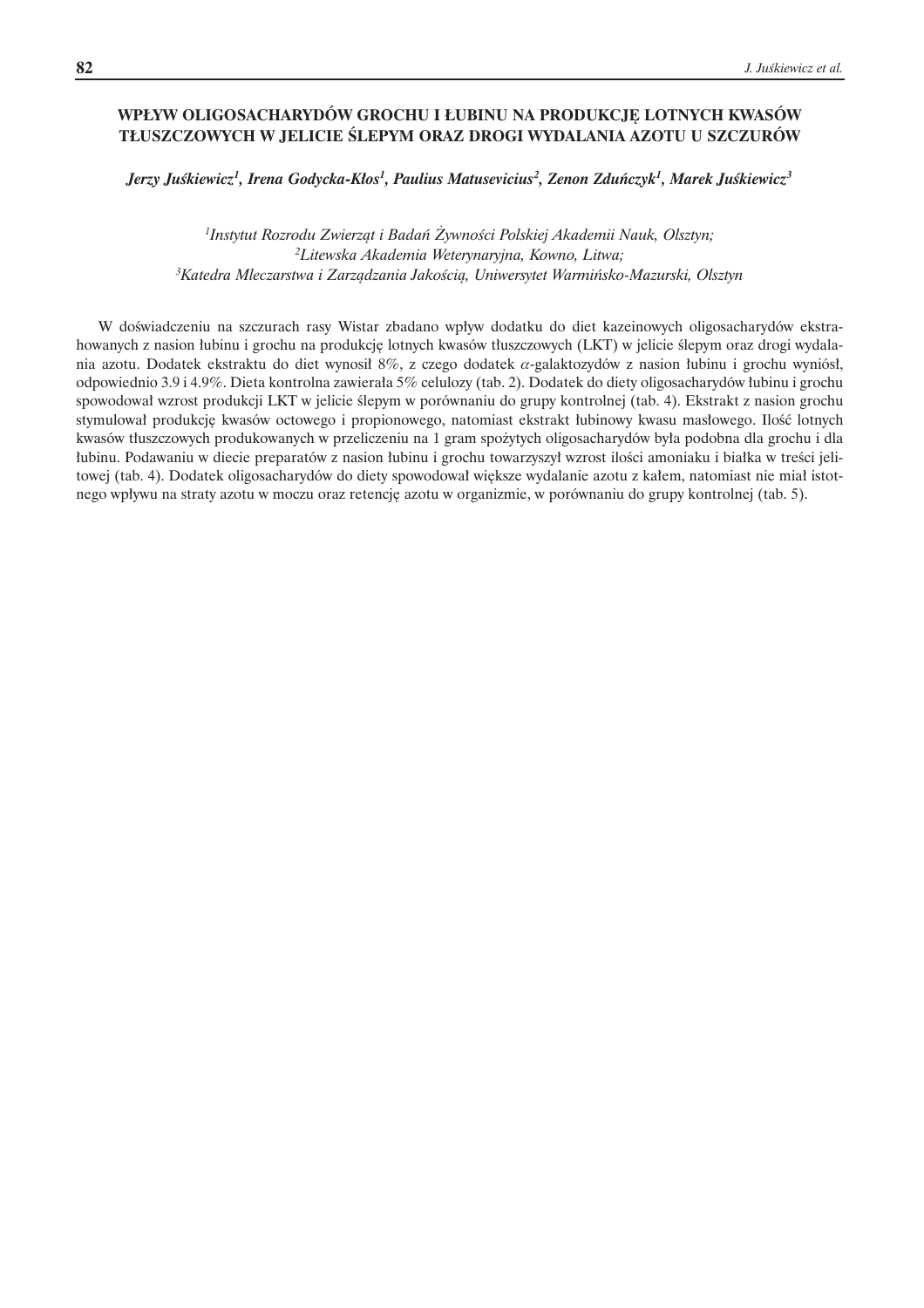## WPŁYW OLIGOSACHARYDÓW GROCHU I ŁUBINU NA PRODUKCJĘ LOTNYCH KWASÓW TŁUSZCZOWYCH W JELICIE ŚLEPYM ORAZ DROGI WYDALANIA AZOTU U SZCZURÓW

*Jerzy Juśkiewicz[1], Irena Godycka-Kłos[1], Paulius Matusevicius[2], Zenon Zduńczyk[1], Marek Juśkiewicz[3]*

[1]*Instytut Rozrodu Zwierząt i Badań Żywności Polskiej Akademii Nauk, Olsztyn;*
[2]*Litewska Akademia Weterynaryjna, Kowno, Litwa;*
[3]*Katedra Mleczarstwa i Zarządzania Jakością, Uniwersytet Warmińsko-Mazurski, Olsztyn*

W doświadczeniu na szczurach rasy Wistar zbadano wpływ dodatku do diet kazeinowych oligosacharydów ekstrahowanych z nasion łubinu i grochu na produkcję lotnych kwasów tłuszczowych (LKT) w jelicie ślepym oraz drogi wydalania azotu. Dodatek ekstraktu do diet wynosił 8%, z czego dodatek $\alpha$-galaktozydów z nasion łubinu i grochu wyniósł, odpowiednio 3.9 i 4.9%. Dieta kontrolna zawierała 5% celulozy (tab. 2). Dodatek do diety oligosacharydów łubinu i grochu spowodował wzrost produkcji LKT w jelicie ślepym w porównaniu do grupy kontrolnej (tab. 4). Ekstrakt z nasion grochu stymulował produkcję kwasów octowego i propionowego, natomiast ekstrakt łubinowy kwasu masłowego. Ilość lotnych kwasów tłuszczowych produkowanych w przeliczeniu na 1 gram spożytych oligosacharydów była podobna dla grochu i dla łubinu. Podawaniu w diecie preparatów z nasion łubinu i grochu towarzyszył wzrost ilości amoniaku i białka w treści jelitowej (tab. 4). Dodatek oligosacharydów do diety spowodował większe wydalanie azotu z kałem, natomiast nie miał istotnego wpływu na straty azotu w moczu oraz retencję azotu w organizmie, w porównaniu do grupy kontrolnej (tab. 5).